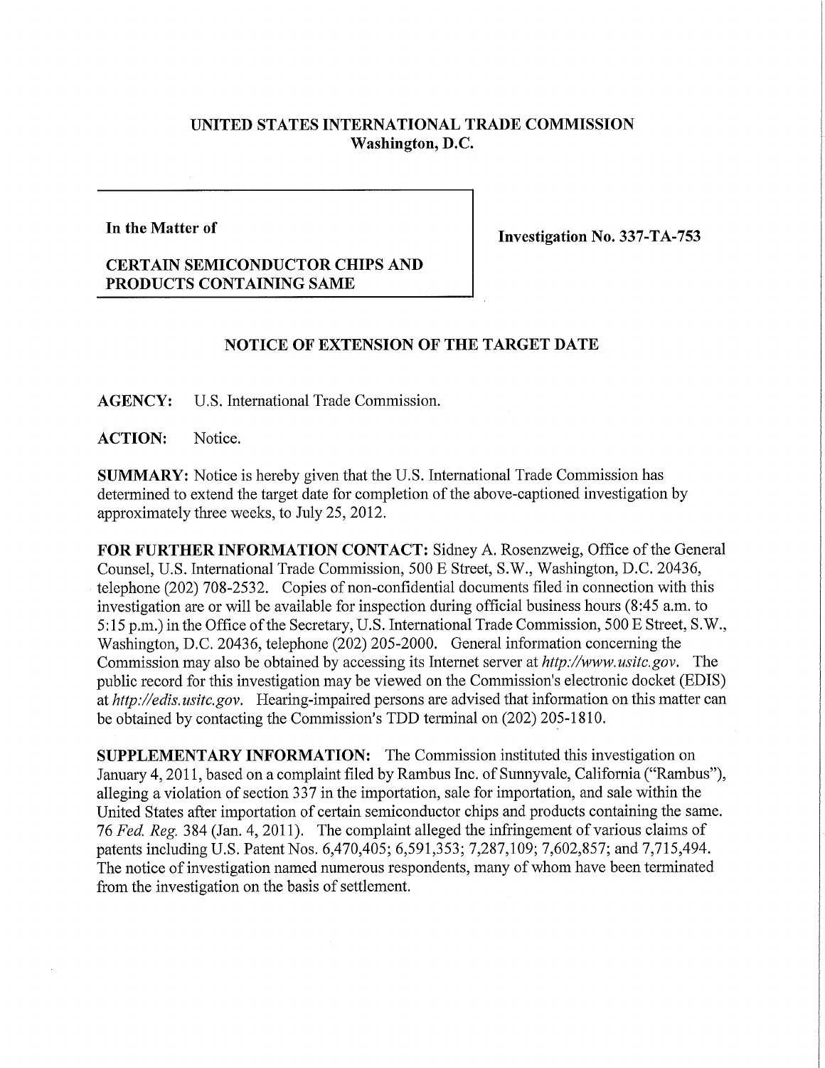# UNITED STATES INTERNATIONAL TRADE COMMISSION
## Washington, D.C.

| In the Matter of | Investigation No. 337-TA-753 |
|---|---|
| **CERTAIN SEMICONDUCTOR CHIPS AND PRODUCTS CONTAINING SAME** | |

## NOTICE OF EXTENSION OF THE TARGET DATE

**AGENCY:** U.S. International Trade Commission.

**ACTION:** Notice.

**SUMMARY:** Notice is hereby given that the U.S. International Trade Commission has determined to extend the target date for completion of the above-captioned investigation by approximately three weeks, to July 25, 2012.

**FOR FURTHER INFORMATION CONTACT:** Sidney A. Rosenzweig, Office of the General Counsel, U.S. International Trade Commission, 500 E Street, S.W., Washington, D.C. 20436, telephone (202) 708-2532. Copies of non-confidential documents filed in connection with this investigation are or will be available for inspection during official business hours (8:45 a.m. to 5:15 p.m.) in the Office of the Secretary, U.S. International Trade Commission, 500 E Street, S.W., Washington, D.C. 20436, telephone (202) 205-2000. General information concerning the Commission may also be obtained by accessing its Internet server at *http://www.usitc.gov*. The public record for this investigation may be viewed on the Commission's electronic docket (EDIS) at *http://edis.usitc.gov*. Hearing-impaired persons are advised that information on this matter can be obtained by contacting the Commission's TDD terminal on (202) 205-1810.

**SUPPLEMENTARY INFORMATION:** The Commission instituted this investigation on January 4, 2011, based on a complaint filed by Rambus Inc. of Sunnyvale, California ("Rambus"), alleging a violation of section 337 in the importation, sale for importation, and sale within the United States after importation of certain semiconductor chips and products containing the same. 76 *Fed. Reg.* 384 (Jan. 4, 2011). The complaint alleged the infringement of various claims of patents including U.S. Patent Nos. 6,470,405; 6,591,353; 7,287,109; 7,602,857; and 7,715,494. The notice of investigation named numerous respondents, many of whom have been terminated from the investigation on the basis of settlement.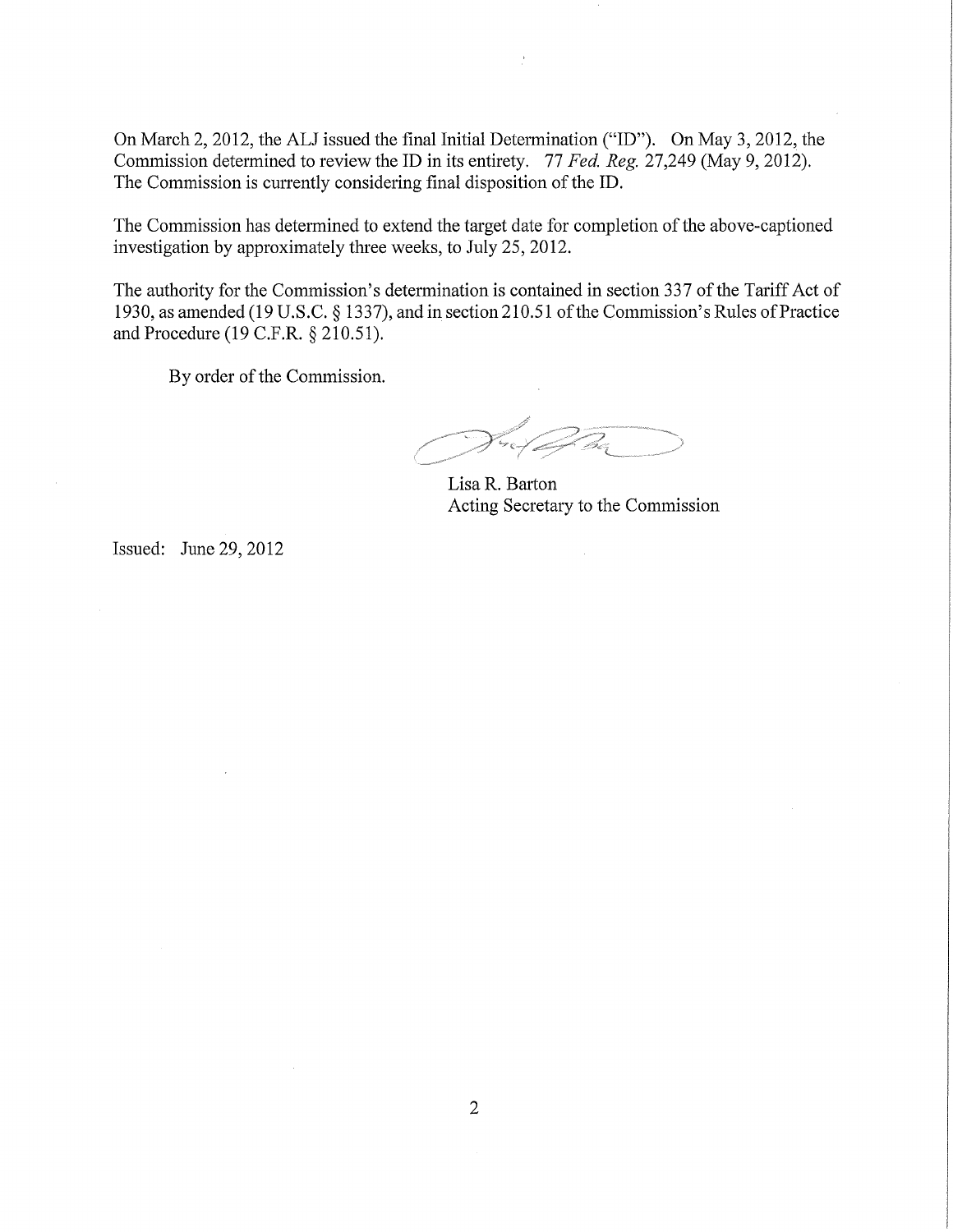On March 2, 2012, the ALJ issued the final Initial Determination ("ID"). On May 3, 2012, the Commission determined to review the ID in its entirety. 77 *Fed. Reg.* 27,249 (May 9, 2012). The Commission is currently considering final disposition of the ID.

The Commission has determined to extend the target date for completion of the above-captioned investigation by approximately three weeks, to July 25, 2012.

The authority for the Commission's determination is contained in section 337 of the Tariff Act of 1930, as amended (19 U.S.C. § 1337), and in section 210.51 of the Commission's Rules of Practice and Procedure (19 C.F.R. § 210.51).

By order of the Commission.

Lisa R. Barton
Acting Secretary to the Commission

Issued: June 29, 2012